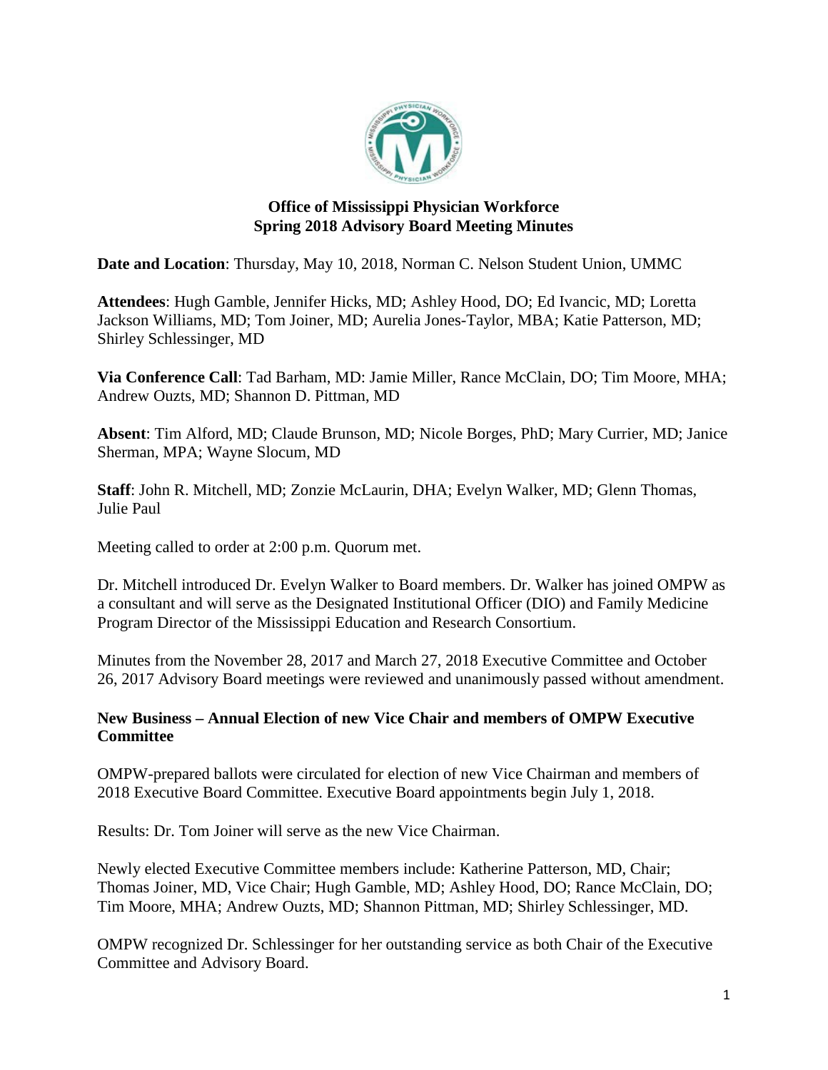# Office of Mississippi Physician Workforce
## Spring 2018 Advisory Board Meeting Minutes

**Date and Location**: Thursday, May 10, 2018, Norman C. Nelson Student Union, UMMC

**Attendees**: Hugh Gamble, Jennifer Hicks, MD; Ashley Hood, DO; Ed Ivancic, MD; Loretta Jackson Williams, MD; Tom Joiner, MD; Aurelia Jones-Taylor, MBA; Katie Patterson, MD; Shirley Schlessinger, MD

**Via Conference Call**: Tad Barham, MD: Jamie Miller, Rance McClain, DO; Tim Moore, MHA; Andrew Ouzts, MD; Shannon D. Pittman, MD

**Absent**: Tim Alford, MD; Claude Brunson, MD; Nicole Borges, PhD; Mary Currier, MD; Janice Sherman, MPA; Wayne Slocum, MD

**Staff**: John R. Mitchell, MD; Zonzie McLaurin, DHA; Evelyn Walker, MD; Glenn Thomas, Julie Paul

Meeting called to order at 2:00 p.m. Quorum met.

Dr. Mitchell introduced Dr. Evelyn Walker to Board members. Dr. Walker has joined OMPW as a consultant and will serve as the Designated Institutional Officer (DIO) and Family Medicine Program Director of the Mississippi Education and Research Consortium.

Minutes from the November 28, 2017 and March 27, 2018 Executive Committee and October 26, 2017 Advisory Board meetings were reviewed and unanimously passed without amendment.

### New Business – Annual Election of new Vice Chair and members of OMPW Executive Committee

OMPW-prepared ballots were circulated for election of new Vice Chairman and members of 2018 Executive Board Committee. Executive Board appointments begin July 1, 2018.

Results: Dr. Tom Joiner will serve as the new Vice Chairman.

Newly elected Executive Committee members include: Katherine Patterson, MD, Chair; Thomas Joiner, MD, Vice Chair; Hugh Gamble, MD; Ashley Hood, DO; Rance McClain, DO; Tim Moore, MHA; Andrew Ouzts, MD; Shannon Pittman, MD; Shirley Schlessinger, MD.

OMPW recognized Dr. Schlessinger for her outstanding service as both Chair of the Executive Committee and Advisory Board.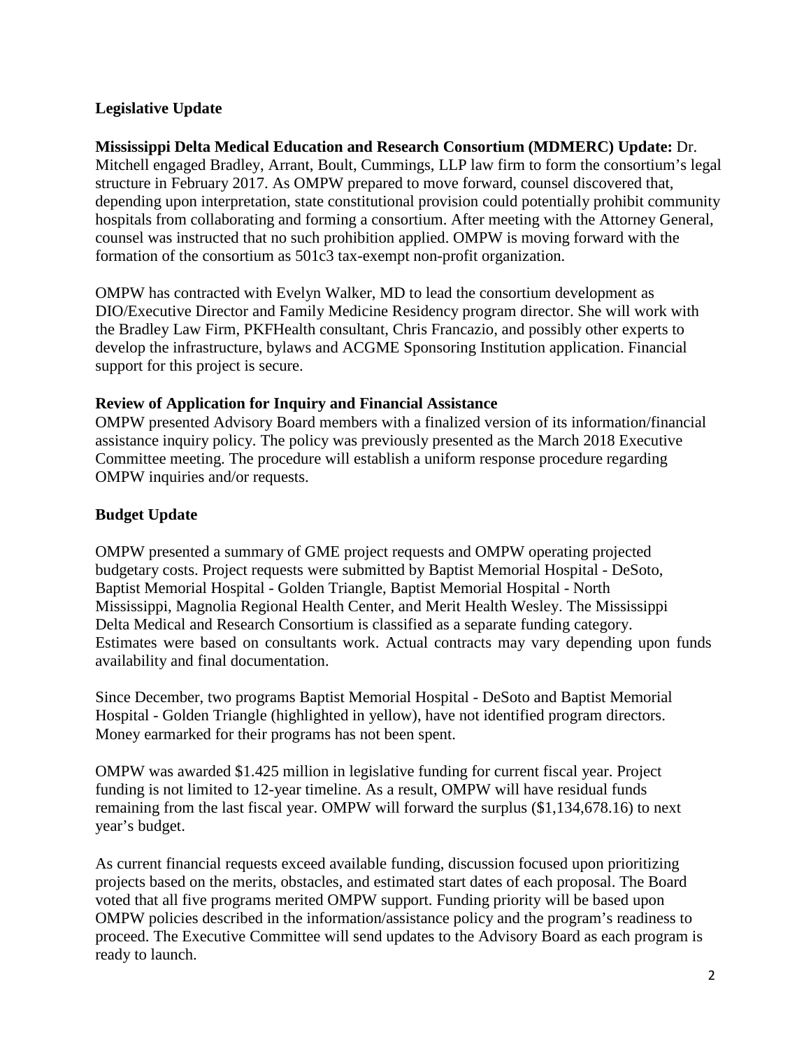## Legislative Update

**Mississippi Delta Medical Education and Research Consortium (MDMERC) Update:** Dr. Mitchell engaged Bradley, Arrant, Boult, Cummings, LLP law firm to form the consortium's legal structure in February 2017. As OMPW prepared to move forward, counsel discovered that, depending upon interpretation, state constitutional provision could potentially prohibit community hospitals from collaborating and forming a consortium. After meeting with the Attorney General, counsel was instructed that no such prohibition applied. OMPW is moving forward with the formation of the consortium as 501c3 tax-exempt non-profit organization.

OMPW has contracted with Evelyn Walker, MD to lead the consortium development as DIO/Executive Director and Family Medicine Residency program director. She will work with the Bradley Law Firm, PKFHealth consultant, Chris Francazio, and possibly other experts to develop the infrastructure, bylaws and ACGME Sponsoring Institution application. Financial support for this project is secure.

**Review of Application for Inquiry and Financial Assistance**

OMPW presented Advisory Board members with a finalized version of its information/financial assistance inquiry policy. The policy was previously presented as the March 2018 Executive Committee meeting. The procedure will establish a uniform response procedure regarding OMPW inquiries and/or requests.

## Budget Update

OMPW presented a summary of GME project requests and OMPW operating projected budgetary costs. Project requests were submitted by Baptist Memorial Hospital - DeSoto, Baptist Memorial Hospital - Golden Triangle, Baptist Memorial Hospital - North Mississippi, Magnolia Regional Health Center, and Merit Health Wesley. The Mississippi Delta Medical and Research Consortium is classified as a separate funding category. Estimates were based on consultants work. Actual contracts may vary depending upon funds availability and final documentation.

Since December, two programs Baptist Memorial Hospital - DeSoto and Baptist Memorial Hospital - Golden Triangle (highlighted in yellow), have not identified program directors. Money earmarked for their programs has not been spent.

OMPW was awarded $1.425 million in legislative funding for current fiscal year. Project funding is not limited to 12-year timeline. As a result, OMPW will have residual funds remaining from the last fiscal year. OMPW will forward the surplus ($1,134,678.16) to next year's budget.

As current financial requests exceed available funding, discussion focused upon prioritizing projects based on the merits, obstacles, and estimated start dates of each proposal. The Board voted that all five programs merited OMPW support. Funding priority will be based upon OMPW policies described in the information/assistance policy and the program's readiness to proceed. The Executive Committee will send updates to the Advisory Board as each program is ready to launch.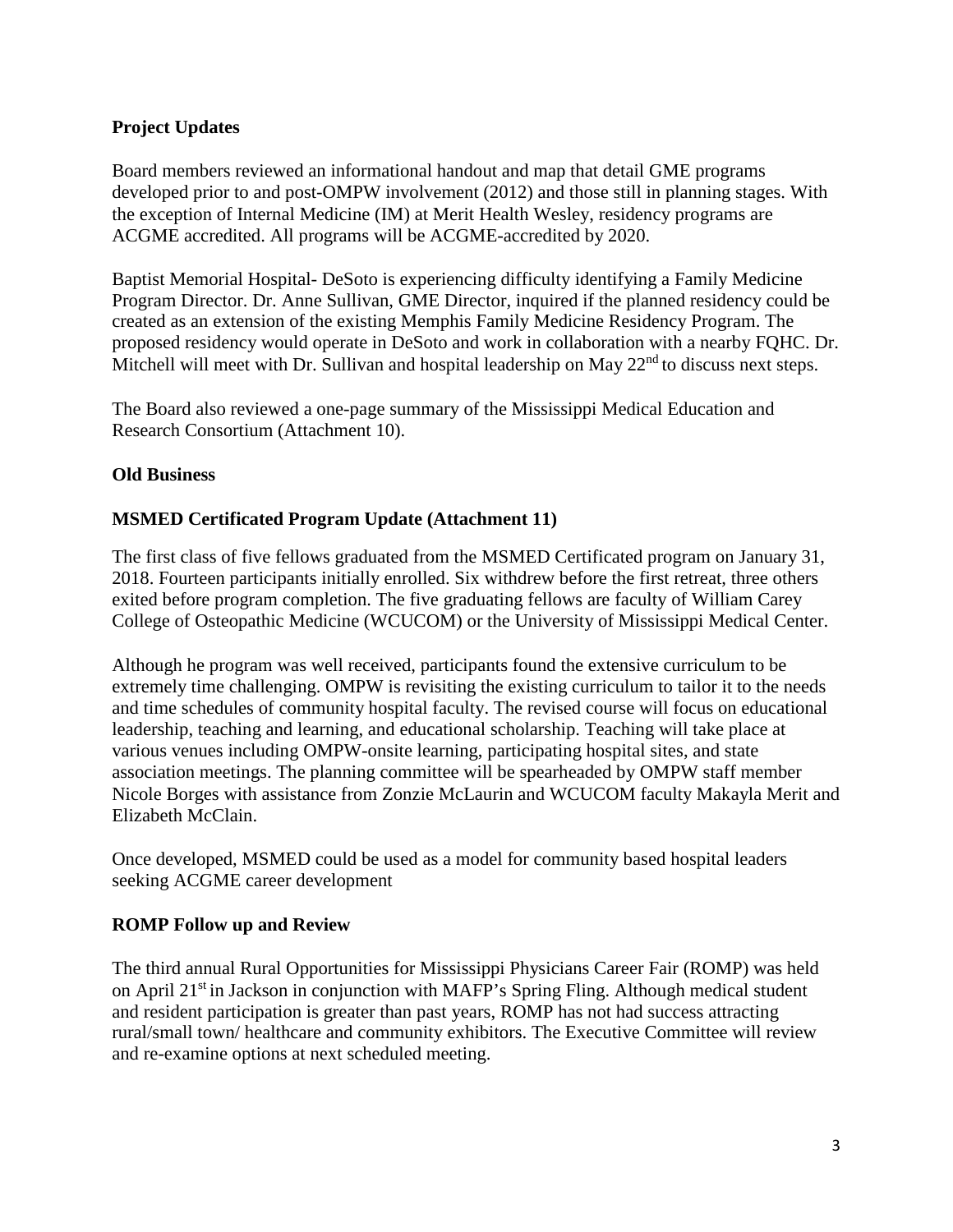**Project Updates**

Board members reviewed an informational handout and map that detail GME programs developed prior to and post-OMPW involvement (2012) and those still in planning stages. With the exception of Internal Medicine (IM) at Merit Health Wesley, residency programs are ACGME accredited. All programs will be ACGME-accredited by 2020.

Baptist Memorial Hospital- DeSoto is experiencing difficulty identifying a Family Medicine Program Director. Dr. Anne Sullivan, GME Director, inquired if the planned residency could be created as an extension of the existing Memphis Family Medicine Residency Program. The proposed residency would operate in DeSoto and work in collaboration with a nearby FQHC. Dr. Mitchell will meet with Dr. Sullivan and hospital leadership on May 22nd to discuss next steps.

The Board also reviewed a one-page summary of the Mississippi Medical Education and Research Consortium (Attachment 10).

**Old Business**

**MSMED Certificated Program Update (Attachment 11)**

The first class of five fellows graduated from the MSMED Certificated program on January 31, 2018. Fourteen participants initially enrolled. Six withdrew before the first retreat, three others exited before program completion. The five graduating fellows are faculty of William Carey College of Osteopathic Medicine (WCUCOM) or the University of Mississippi Medical Center.

Although he program was well received, participants found the extensive curriculum to be extremely time challenging. OMPW is revisiting the existing curriculum to tailor it to the needs and time schedules of community hospital faculty. The revised course will focus on educational leadership, teaching and learning, and educational scholarship. Teaching will take place at various venues including OMPW-onsite learning, participating hospital sites, and state association meetings. The planning committee will be spearheaded by OMPW staff member Nicole Borges with assistance from Zonzie McLaurin and WCUCOM faculty Makayla Merit and Elizabeth McClain.

Once developed, MSMED could be used as a model for community based hospital leaders seeking ACGME career development

**ROMP Follow up and Review**

The third annual Rural Opportunities for Mississippi Physicians Career Fair (ROMP) was held on April 21st in Jackson in conjunction with MAFP's Spring Fling. Although medical student and resident participation is greater than past years, ROMP has not had success attracting rural/small town/ healthcare and community exhibitors. The Executive Committee will review and re-examine options at next scheduled meeting.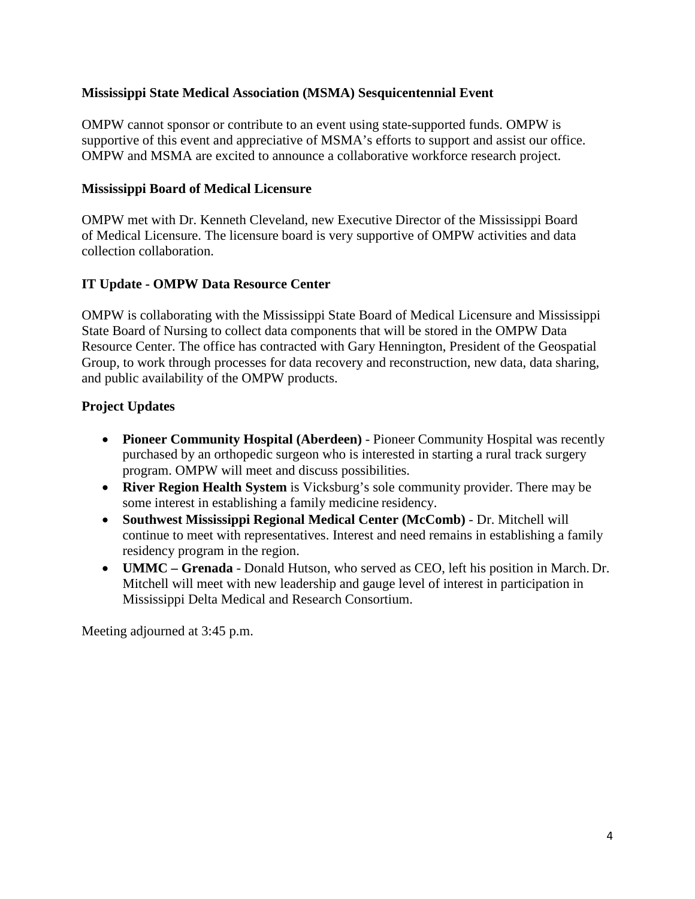**Mississippi State Medical Association (MSMA) Sesquicentennial Event**

OMPW cannot sponsor or contribute to an event using state-supported funds. OMPW is supportive of this event and appreciative of MSMA's efforts to support and assist our office. OMPW and MSMA are excited to announce a collaborative workforce research project.

**Mississippi Board of Medical Licensure**

OMPW met with Dr. Kenneth Cleveland, new Executive Director of the Mississippi Board of Medical Licensure. The licensure board is very supportive of OMPW activities and data collection collaboration.

**IT Update - OMPW Data Resource Center**

OMPW is collaborating with the Mississippi State Board of Medical Licensure and Mississippi State Board of Nursing to collect data components that will be stored in the OMPW Data Resource Center. The office has contracted with Gary Hennington, President of the Geospatial Group, to work through processes for data recovery and reconstruction, new data, data sharing, and public availability of the OMPW products.

**Project Updates**

- **Pioneer Community Hospital (Aberdeen)** - Pioneer Community Hospital was recently purchased by an orthopedic surgeon who is interested in starting a rural track surgery program. OMPW will meet and discuss possibilities.
- **River Region Health System** is Vicksburg's sole community provider. There may be some interest in establishing a family medicine residency.
- **Southwest Mississippi Regional Medical Center (McComb)** - Dr. Mitchell will continue to meet with representatives. Interest and need remains in establishing a family residency program in the region.
- **UMMC – Grenada** - Donald Hutson, who served as CEO, left his position in March. Dr. Mitchell will meet with new leadership and gauge level of interest in participation in Mississippi Delta Medical and Research Consortium.

Meeting adjourned at 3:45 p.m.